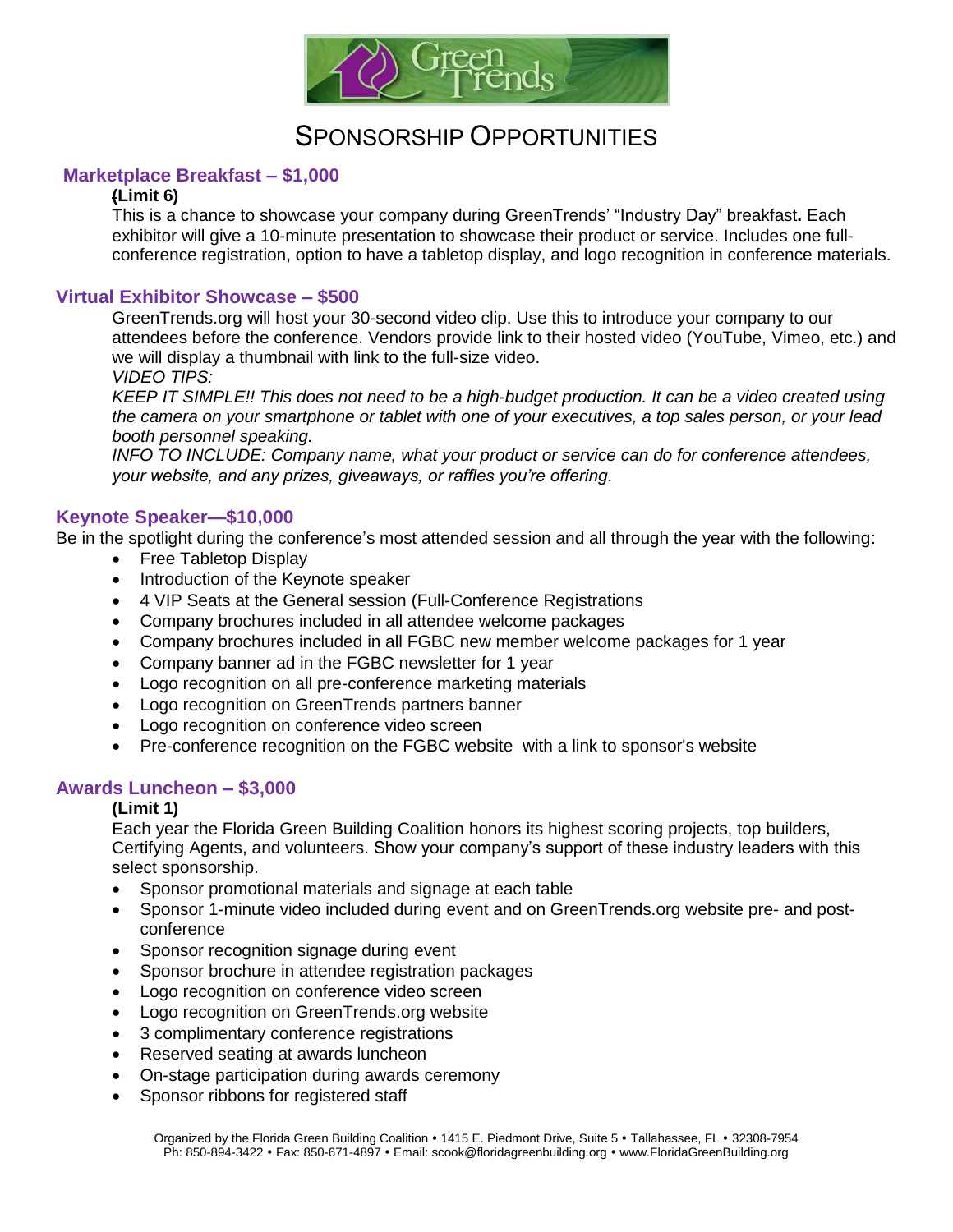# SPONSORSHIP OPPORTUNITIES

## Marketplace Breakfast – $1,000

**(Limit 6)**

This is a chance to showcase your company during GreenTrends' "Industry Day" breakfast**.** Each exhibitor will give a 10-minute presentation to showcase their product or service. Includes one full-conference registration, option to have a tabletop display, and logo recognition in conference materials.

## Virtual Exhibitor Showcase – $500

GreenTrends.org will host your 30-second video clip. Use this to introduce your company to our attendees before the conference. Vendors provide link to their hosted video (YouTube, Vimeo, etc.) and we will display a thumbnail with link to the full-size video.

*VIDEO TIPS:*

*KEEP IT SIMPLE!! This does not need to be a high-budget production. It can be a video created using the camera on your smartphone or tablet with one of your executives, a top sales person, or your lead booth personnel speaking.*

*INFO TO INCLUDE: Company name, what your product or service can do for conference attendees, your website, and any prizes, giveaways, or raffles you're offering.*

## Keynote Speaker—$10,000

Be in the spotlight during the conference's most attended session and all through the year with the following:

- Free Tabletop Display
- Introduction of the Keynote speaker
- 4 VIP Seats at the General session (Full-Conference Registrations
- Company brochures included in all attendee welcome packages
- Company brochures included in all FGBC new member welcome packages for 1 year
- Company banner ad in the FGBC newsletter for 1 year
- Logo recognition on all pre-conference marketing materials
- Logo recognition on GreenTrends partners banner
- Logo recognition on conference video screen
- Pre-conference recognition on the FGBC website with a link to sponsor's website

## Awards Luncheon – $3,000

**(Limit 1)**

Each year the Florida Green Building Coalition honors its highest scoring projects, top builders, Certifying Agents, and volunteers. Show your company's support of these industry leaders with this select sponsorship.

- Sponsor promotional materials and signage at each table
- Sponsor 1-minute video included during event and on GreenTrends.org website pre- and post-conference
- Sponsor recognition signage during event
- Sponsor brochure in attendee registration packages
- Logo recognition on conference video screen
- Logo recognition on GreenTrends.org website
- 3 complimentary conference registrations
- Reserved seating at awards luncheon
- On-stage participation during awards ceremony
- Sponsor ribbons for registered staff

Organized by the Florida Green Building Coalition • 1415 E. Piedmont Drive, Suite 5 • Tallahassee, FL • 32308-7954
Ph: 850-894-3422 • Fax: 850-671-4897 • Email: scook@floridagreenbuilding.org • www.FloridaGreenBuilding.org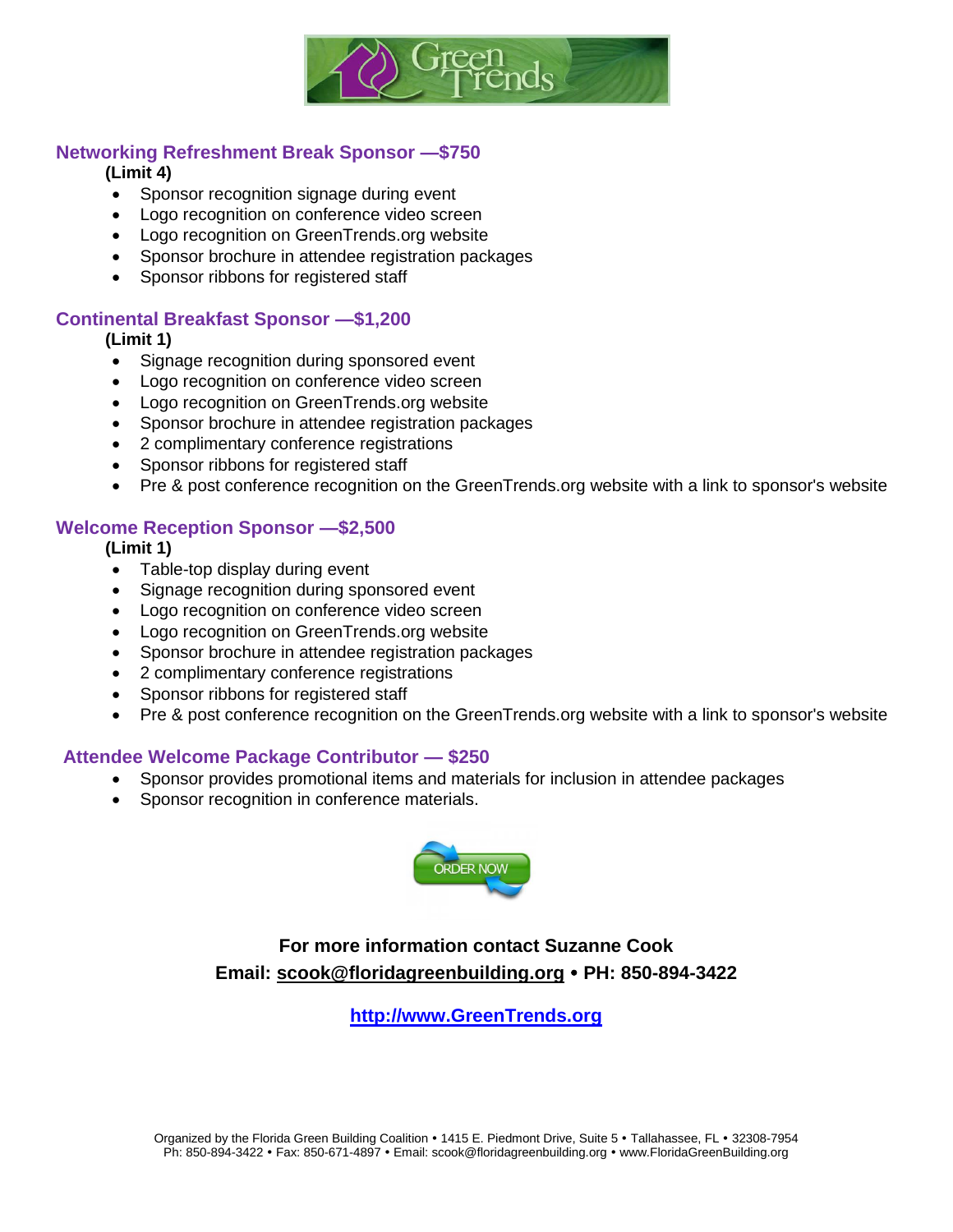## Networking Refreshment Break Sponsor —$750

**(Limit 4)**

- Sponsor recognition signage during event
- Logo recognition on conference video screen
- Logo recognition on GreenTrends.org website
- Sponsor brochure in attendee registration packages
- Sponsor ribbons for registered staff

## Continental Breakfast Sponsor —$1,200

**(Limit 1)**

- Signage recognition during sponsored event
- Logo recognition on conference video screen
- Logo recognition on GreenTrends.org website
- Sponsor brochure in attendee registration packages
- 2 complimentary conference registrations
- Sponsor ribbons for registered staff
- Pre & post conference recognition on the GreenTrends.org website with a link to sponsor's website

## Welcome Reception Sponsor —$2,500

**(Limit 1)**

- Table-top display during event
- Signage recognition during sponsored event
- Logo recognition on conference video screen
- Logo recognition on GreenTrends.org website
- Sponsor brochure in attendee registration packages
- 2 complimentary conference registrations
- Sponsor ribbons for registered staff
- Pre & post conference recognition on the GreenTrends.org website with a link to sponsor's website

## Attendee Welcome Package Contributor — $250

- Sponsor provides promotional items and materials for inclusion in attendee packages
- Sponsor recognition in conference materials.

ORDER NOW

**For more information contact Suzanne Cook**

**Email: scook@floridagreenbuilding.org • PH: 850-894-3422**

**http://www.GreenTrends.org**

Organized by the Florida Green Building Coalition • 1415 E. Piedmont Drive, Suite 5 • Tallahassee, FL • 32308-7954
Ph: 850-894-3422 • Fax: 850-671-4897 • Email: scook@floridagreenbuilding.org • www.FloridaGreenBuilding.org